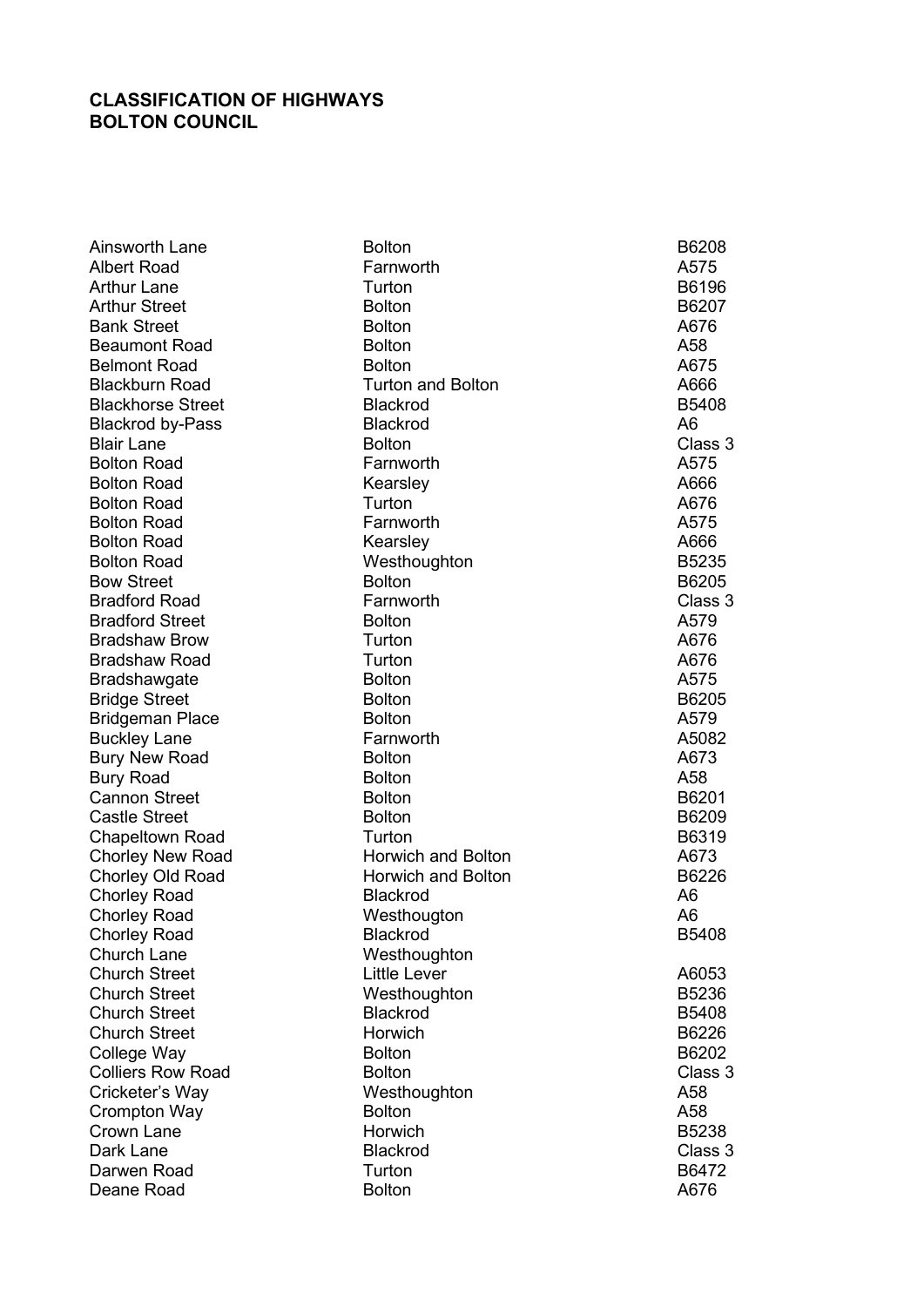**CLASSIFICATION OF HIGHWAYS**
**BOLTON COUNCIL**

| | | |
|---|---|---|
| Ainsworth Lane | Bolton | B6208 |
| Albert Road | Farnworth | A575 |
| Arthur Lane | Turton | B6196 |
| Arthur Street | Bolton | B6207 |
| Bank Street | Bolton | A676 |
| Beaumont Road | Bolton | A58 |
| Belmont Road | Bolton | A675 |
| Blackburn Road | Turton and Bolton | A666 |
| Blackhorse Street | Blackrod | B5408 |
| Blackrod by-Pass | Blackrod | A6 |
| Blair Lane | Bolton | Class 3 |
| Bolton Road | Farnworth | A575 |
| Bolton Road | Kearsley | A666 |
| Bolton Road | Turton | A676 |
| Bolton Road | Farnworth | A575 |
| Bolton Road | Kearsley | A666 |
| Bolton Road | Westhoughton | B5235 |
| Bow Street | Bolton | B6205 |
| Bradford Road | Farnworth | Class 3 |
| Bradford Street | Bolton | A579 |
| Bradshaw Brow | Turton | A676 |
| Bradshaw Road | Turton | A676 |
| Bradshawgate | Bolton | A575 |
| Bridge Street | Bolton | B6205 |
| Bridgeman Place | Bolton | A579 |
| Buckley Lane | Farnworth | A5082 |
| Bury New Road | Bolton | A673 |
| Bury Road | Bolton | A58 |
| Cannon Street | Bolton | B6201 |
| Castle Street | Bolton | B6209 |
| Chapeltown Road | Turton | B6319 |
| Chorley New Road | Horwich and Bolton | A673 |
| Chorley Old Road | Horwich and Bolton | B6226 |
| Chorley Road | Blackrod | A6 |
| Chorley Road | Westhougton | A6 |
| Chorley Road | Blackrod | B5408 |
| Church Lane | Westhoughton | |
| Church Street | Little Lever | A6053 |
| Church Street | Westhoughton | B5236 |
| Church Street | Blackrod | B5408 |
| Church Street | Horwich | B6226 |
| College Way | Bolton | B6202 |
| Colliers Row Road | Bolton | Class 3 |
| Cricketer's Way | Westhoughton | A58 |
| Crompton Way | Bolton | A58 |
| Crown Lane | Horwich | B5238 |
| Dark Lane | Blackrod | Class 3 |
| Darwen Road | Turton | B6472 |
| Deane Road | Bolton | A676 |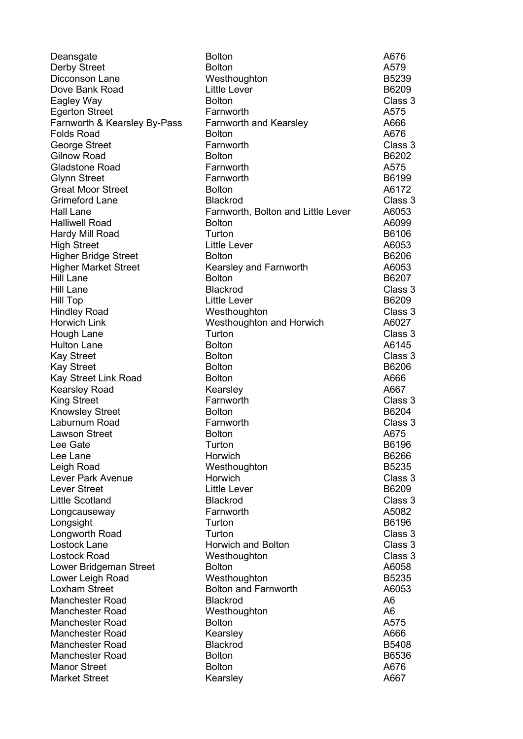| | | |
|---|---|---|
| Deansgate | Bolton | A676 |
| Derby Street | Bolton | A579 |
| Dicconson Lane | Westhoughton | B5239 |
| Dove Bank Road | Little Lever | B6209 |
| Eagley Way | Bolton | Class 3 |
| Egerton Street | Farnworth | A575 |
| Farnworth & Kearsley By-Pass | Farnworth and Kearsley | A666 |
| Folds Road | Bolton | A676 |
| George Street | Farnworth | Class 3 |
| Gilnow Road | Bolton | B6202 |
| Gladstone Road | Farnworth | A575 |
| Glynn Street | Farnworth | B6199 |
| Great Moor Street | Bolton | A6172 |
| Grimeford Lane | Blackrod | Class 3 |
| Hall Lane | Farnworth, Bolton and Little Lever | A6053 |
| Halliwell Road | Bolton | A6099 |
| Hardy Mill Road | Turton | B6106 |
| High Street | Little Lever | A6053 |
| Higher Bridge Street | Bolton | B6206 |
| Higher Market Street | Kearsley and Farnworth | A6053 |
| Hill Lane | Bolton | B6207 |
| Hill Lane | Blackrod | Class 3 |
| Hill Top | Little Lever | B6209 |
| Hindley Road | Westhoughton | Class 3 |
| Horwich Link | Westhoughton and Horwich | A6027 |
| Hough Lane | Turton | Class 3 |
| Hulton Lane | Bolton | A6145 |
| Kay Street | Bolton | Class 3 |
| Kay Street | Bolton | B6206 |
| Kay Street Link Road | Bolton | A666 |
| Kearsley Road | Kearsley | A667 |
| King Street | Farnworth | Class 3 |
| Knowsley Street | Bolton | B6204 |
| Laburnum Road | Farnworth | Class 3 |
| Lawson Street | Bolton | A675 |
| Lee Gate | Turton | B6196 |
| Lee Lane | Horwich | B6266 |
| Leigh Road | Westhoughton | B5235 |
| Lever Park Avenue | Horwich | Class 3 |
| Lever Street | Little Lever | B6209 |
| Little Scotland | Blackrod | Class 3 |
| Longcauseway | Farnworth | A5082 |
| Longsight | Turton | B6196 |
| Longworth Road | Turton | Class 3 |
| Lostock Lane | Horwich and Bolton | Class 3 |
| Lostock Road | Westhoughton | Class 3 |
| Lower Bridgeman Street | Bolton | A6058 |
| Lower Leigh Road | Westhoughton | B5235 |
| Loxham Street | Bolton and Farnworth | A6053 |
| Manchester Road | Blackrod | A6 |
| Manchester Road | Westhoughton | A6 |
| Manchester Road | Bolton | A575 |
| Manchester Road | Kearsley | A666 |
| Manchester Road | Blackrod | B5408 |
| Manchester Road | Bolton | B6536 |
| Manor Street | Bolton | A676 |
| Market Street | Kearsley | A667 |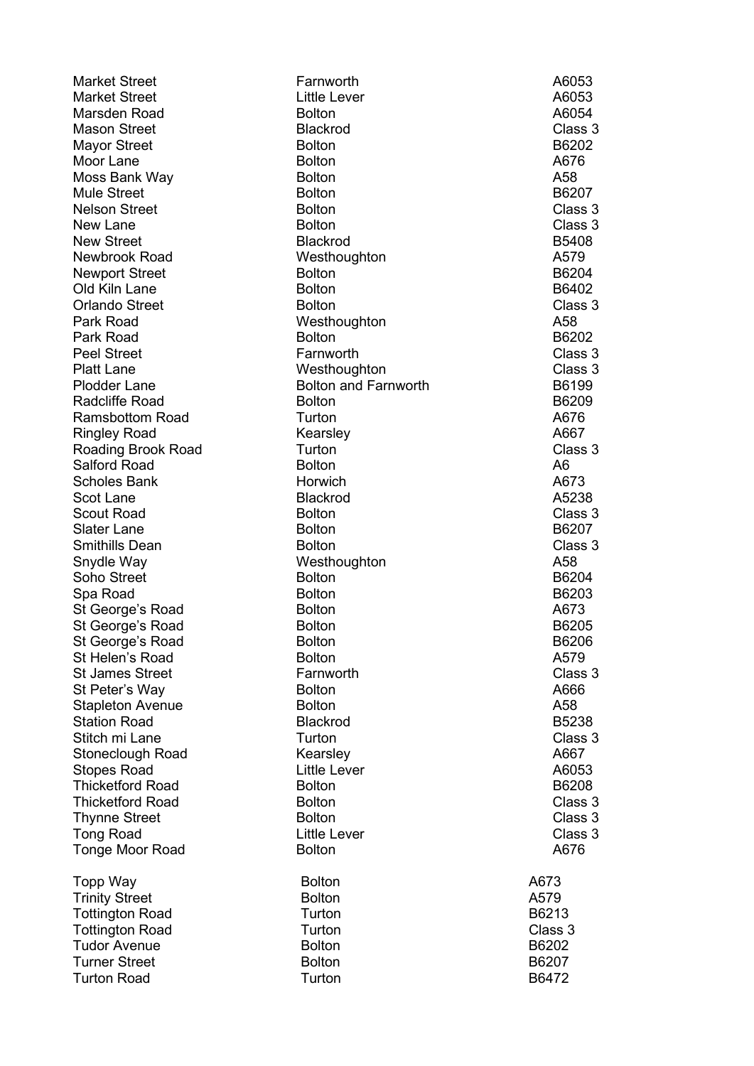| | | |
|---|---|---|
| Market Street | Farnworth | A6053 |
| Market Street | Little Lever | A6053 |
| Marsden Road | Bolton | A6054 |
| Mason Street | Blackrod | Class 3 |
| Mayor Street | Bolton | B6202 |
| Moor Lane | Bolton | A676 |
| Moss Bank Way | Bolton | A58 |
| Mule Street | Bolton | B6207 |
| Nelson Street | Bolton | Class 3 |
| New Lane | Bolton | Class 3 |
| New Street | Blackrod | B5408 |
| Newbrook Road | Westhoughton | A579 |
| Newport Street | Bolton | B6204 |
| Old Kiln Lane | Bolton | B6402 |
| Orlando Street | Bolton | Class 3 |
| Park Road | Westhoughton | A58 |
| Park Road | Bolton | B6202 |
| Peel Street | Farnworth | Class 3 |
| Platt Lane | Westhoughton | Class 3 |
| Plodder Lane | Bolton and Farnworth | B6199 |
| Radcliffe Road | Bolton | B6209 |
| Ramsbottom Road | Turton | A676 |
| Ringley Road | Kearsley | A667 |
| Roading Brook Road | Turton | Class 3 |
| Salford Road | Bolton | A6 |
| Scholes Bank | Horwich | A673 |
| Scot Lane | Blackrod | A5238 |
| Scout Road | Bolton | Class 3 |
| Slater Lane | Bolton | B6207 |
| Smithills Dean | Bolton | Class 3 |
| Snydle Way | Westhoughton | A58 |
| Soho Street | Bolton | B6204 |
| Spa Road | Bolton | B6203 |
| St George's Road | Bolton | A673 |
| St George's Road | Bolton | B6205 |
| St George's Road | Bolton | B6206 |
| St Helen's Road | Bolton | A579 |
| St James Street | Farnworth | Class 3 |
| St Peter's Way | Bolton | A666 |
| Stapleton Avenue | Bolton | A58 |
| Station Road | Blackrod | B5238 |
| Stitch mi Lane | Turton | Class 3 |
| Stoneclough Road | Kearsley | A667 |
| Stopes Road | Little Lever | A6053 |
| Thicketford Road | Bolton | B6208 |
| Thicketford Road | Bolton | Class 3 |
| Thynne Street | Bolton | Class 3 |
| Tong Road | Little Lever | Class 3 |
| Tonge Moor Road | Bolton | A676 |
| Topp Way | Bolton | A673 |
| Trinity Street | Bolton | A579 |
| Tottington Road | Turton | B6213 |
| Tottington Road | Turton | Class 3 |
| Tudor Avenue | Bolton | B6202 |
| Turner Street | Bolton | B6207 |
| Turton Road | Turton | B6472 |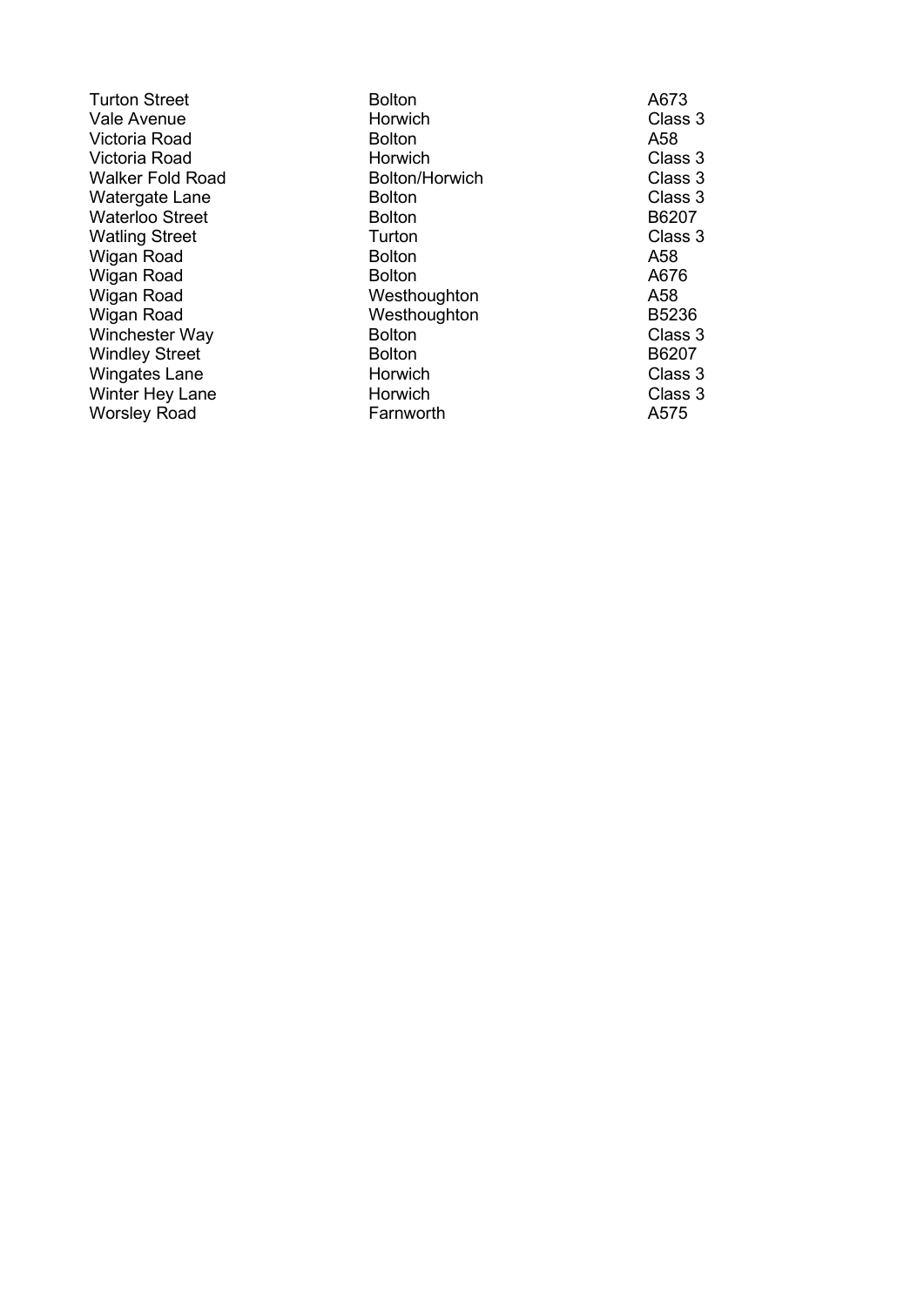| | | |
|---|---|---|
| Turton Street | Bolton | A673 |
| Vale Avenue | Horwich | Class 3 |
| Victoria Road | Bolton | A58 |
| Victoria Road | Horwich | Class 3 |
| Walker Fold Road | Bolton/Horwich | Class 3 |
| Watergate Lane | Bolton | Class 3 |
| Waterloo Street | Bolton | B6207 |
| Watling Street | Turton | Class 3 |
| Wigan Road | Bolton | A58 |
| Wigan Road | Bolton | A676 |
| Wigan Road | Westhoughton | A58 |
| Wigan Road | Westhoughton | B5236 |
| Winchester Way | Bolton | Class 3 |
| Windley Street | Bolton | B6207 |
| Wingates Lane | Horwich | Class 3 |
| Winter Hey Lane | Horwich | Class 3 |
| Worsley Road | Farnworth | A575 |